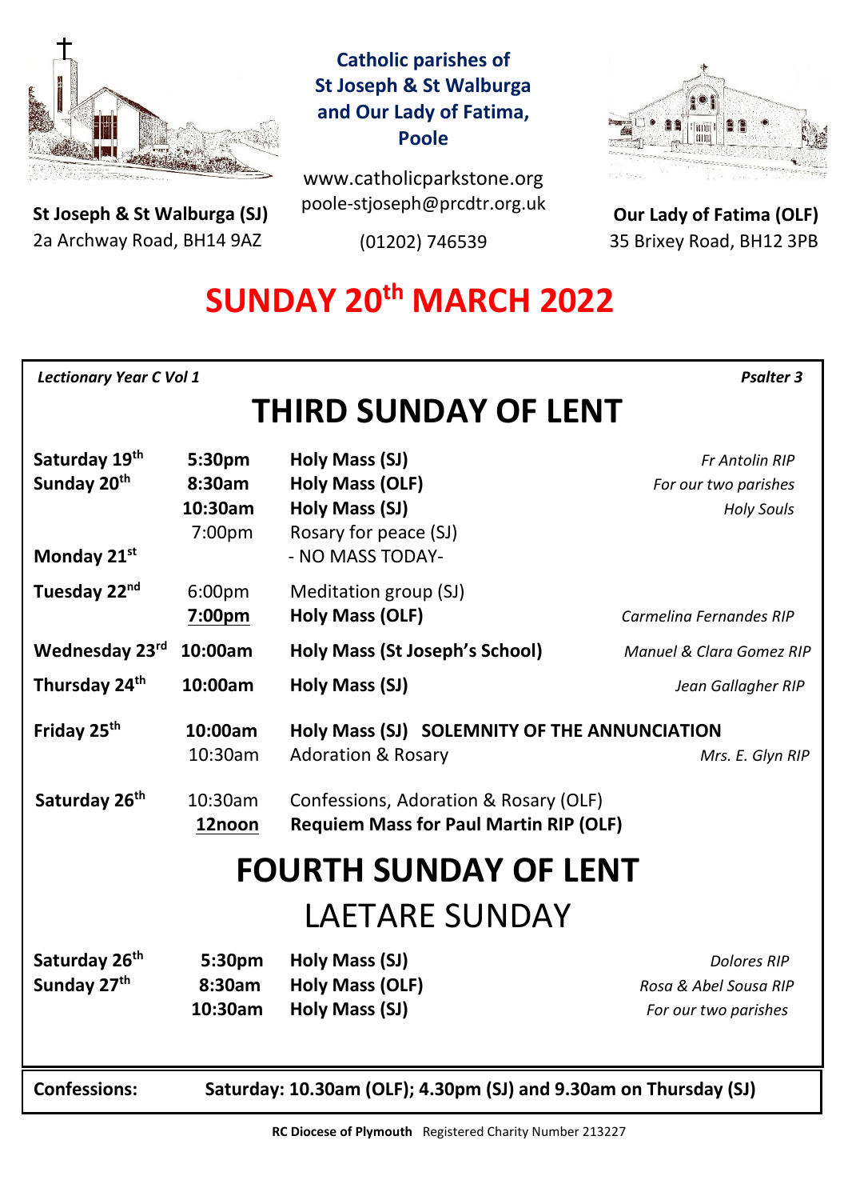**Catholic parishes of St Joseph & St Walburga and Our Lady of Fatima, Poole**

www.catholicparkstone.org
poole-stjoseph@prcdtr.org.uk
(01202) 746539

**St Joseph & St Walburga (SJ)**
2a Archway Road, BH14 9AZ

**Our Lady of Fatima (OLF)**
35 Brixey Road, BH12 3PB

# SUNDAY 20th MARCH 2022

*Lectionary Year C Vol 1* — *Psalter 3*

## THIRD SUNDAY OF LENT

| | | | |
|---|---|---|---|
| **Saturday 19th** | **5:30pm** | **Holy Mass (SJ)** | *Fr Antolin RIP* |
| **Sunday 20th** | **8:30am** | **Holy Mass (OLF)** | *For our two parishes* |
| | **10:30am** | **Holy Mass (SJ)** | *Holy Souls* |
| | 7:00pm | Rosary for peace (SJ) | |
| **Monday 21st** | | - NO MASS TODAY- | |
| **Tuesday 22nd** | 6:00pm | Meditation group (SJ) | |
| | **7:00pm** | **Holy Mass (OLF)** | *Carmelina Fernandes RIP* |
| **Wednesday 23rd** | **10:00am** | **Holy Mass (St Joseph's School)** | *Manuel & Clara Gomez RIP* |
| **Thursday 24th** | **10:00am** | **Holy Mass (SJ)** | *Jean Gallagher RIP* |
| **Friday 25th** | **10:00am** | **Holy Mass (SJ) SOLEMNITY OF THE ANNUNCIATION** | |
| | 10:30am | Adoration & Rosary | *Mrs. E. Glyn RIP* |
| **Saturday 26th** | 10:30am | Confessions, Adoration & Rosary (OLF) | |
| | **12noon** | **Requiem Mass for Paul Martin RIP (OLF)** | |

## FOURTH SUNDAY OF LENT

## LAETARE SUNDAY

| | | | |
|---|---|---|---|
| **Saturday 26th** | **5:30pm** | **Holy Mass (SJ)** | *Dolores RIP* |
| **Sunday 27th** | **8:30am** | **Holy Mass (OLF)** | *Rosa & Abel Sousa RIP* |
| | **10:30am** | **Holy Mass (SJ)** | *For our two parishes* |

**Confessions:** **Saturday: 10.30am (OLF); 4.30pm (SJ) and 9.30am on Thursday (SJ)**

**RC Diocese of Plymouth** Registered Charity Number 213227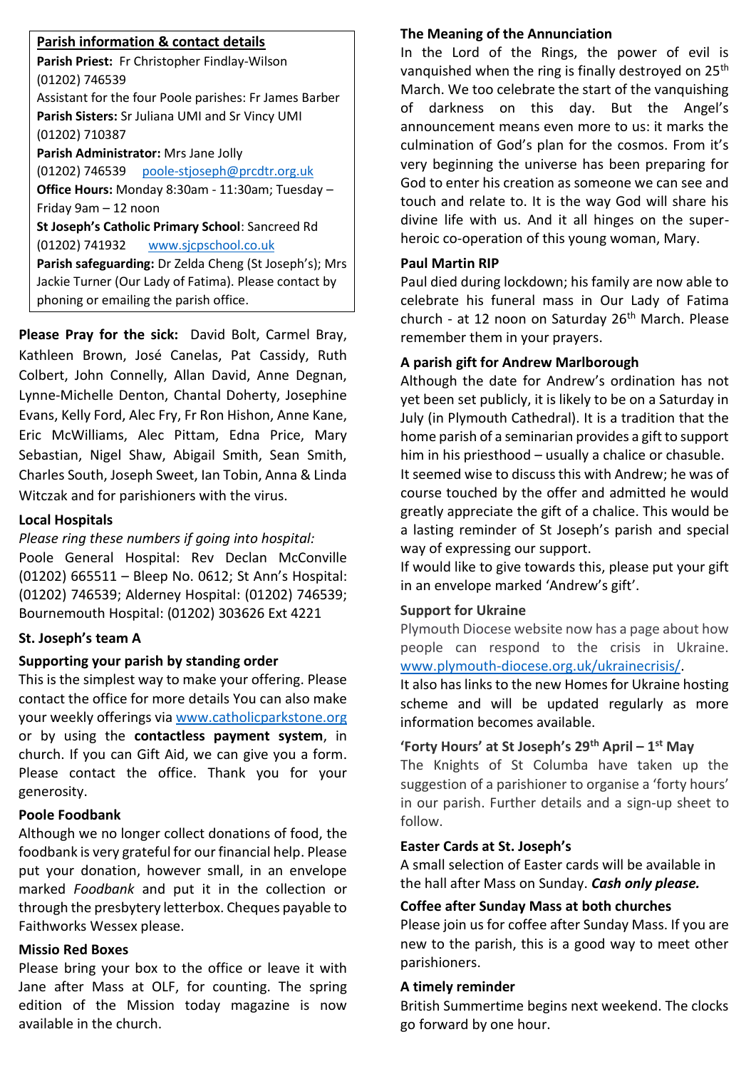## Parish information & contact details

**Parish Priest:** Fr Christopher Findlay-Wilson (01202) 746539

Assistant for the four Poole parishes: Fr James Barber

**Parish Sisters:** Sr Juliana UMI and Sr Vincy UMI (01202) 710387

**Parish Administrator:** Mrs Jane Jolly (01202) 746539 poole-stjoseph@prcdtr.org.uk

**Office Hours:** Monday 8:30am - 11:30am; Tuesday – Friday 9am – 12 noon

**St Joseph's Catholic Primary School**: Sancreed Rd (01202) 741932 www.sjcpschool.co.uk

**Parish safeguarding:** Dr Zelda Cheng (St Joseph's); Mrs Jackie Turner (Our Lady of Fatima). Please contact by phoning or emailing the parish office.

**Please Pray for the sick:** David Bolt, Carmel Bray, Kathleen Brown, José Canelas, Pat Cassidy, Ruth Colbert, John Connelly, Allan David, Anne Degnan, Lynne-Michelle Denton, Chantal Doherty, Josephine Evans, Kelly Ford, Alec Fry, Fr Ron Hishon, Anne Kane, Eric McWilliams, Alec Pittam, Edna Price, Mary Sebastian, Nigel Shaw, Abigail Smith, Sean Smith, Charles South, Joseph Sweet, Ian Tobin, Anna & Linda Witczak and for parishioners with the virus.

### Local Hospitals

*Please ring these numbers if going into hospital:*
Poole General Hospital: Rev Declan McConville (01202) 665511 – Bleep No. 0612; St Ann's Hospital: (01202) 746539; Alderney Hospital: (01202) 746539; Bournemouth Hospital: (01202) 303626 Ext 4221

### St. Joseph's team A

### Supporting your parish by standing order

This is the simplest way to make your offering. Please contact the office for more details You can also make your weekly offerings via www.catholicparkstone.org or by using the **contactless payment system**, in church. If you can Gift Aid, we can give you a form. Please contact the office. Thank you for your generosity.

### Poole Foodbank

Although we no longer collect donations of food, the foodbank is very grateful for our financial help. Please put your donation, however small, in an envelope marked *Foodbank* and put it in the collection or through the presbytery letterbox. Cheques payable to Faithworks Wessex please.

### Missio Red Boxes

Please bring your box to the office or leave it with Jane after Mass at OLF, for counting. The spring edition of the Mission today magazine is now available in the church.

### The Meaning of the Annunciation

In the Lord of the Rings, the power of evil is vanquished when the ring is finally destroyed on 25th March. We too celebrate the start of the vanquishing of darkness on this day. But the Angel's announcement means even more to us: it marks the culmination of God's plan for the cosmos. From it's very beginning the universe has been preparing for God to enter his creation as someone we can see and touch and relate to. It is the way God will share his divine life with us. And it all hinges on the super-heroic co-operation of this young woman, Mary.

### Paul Martin RIP

Paul died during lockdown; his family are now able to celebrate his funeral mass in Our Lady of Fatima church - at 12 noon on Saturday 26th March. Please remember them in your prayers.

### A parish gift for Andrew Marlborough

Although the date for Andrew's ordination has not yet been set publicly, it is likely to be on a Saturday in July (in Plymouth Cathedral). It is a tradition that the home parish of a seminarian provides a gift to support him in his priesthood – usually a chalice or chasuble.
It seemed wise to discuss this with Andrew; he was of course touched by the offer and admitted he would greatly appreciate the gift of a chalice. This would be a lasting reminder of St Joseph's parish and special way of expressing our support.
If would like to give towards this, please put your gift in an envelope marked 'Andrew's gift'.

### Support for Ukraine

Plymouth Diocese website now has a page about how people can respond to the crisis in Ukraine. www.plymouth-diocese.org.uk/ukrainecrisis/.
It also has links to the new Homes for Ukraine hosting scheme and will be updated regularly as more information becomes available.

### 'Forty Hours' at St Joseph's 29th April – 1st May

The Knights of St Columba have taken up the suggestion of a parishioner to organise a 'forty hours' in our parish. Further details and a sign-up sheet to follow.

### Easter Cards at St. Joseph's

A small selection of Easter cards will be available in the hall after Mass on Sunday. ***Cash only please.***

### Coffee after Sunday Mass at both churches

Please join us for coffee after Sunday Mass. If you are new to the parish, this is a good way to meet other parishioners.

### A timely reminder

British Summertime begins next weekend. The clocks go forward by one hour.